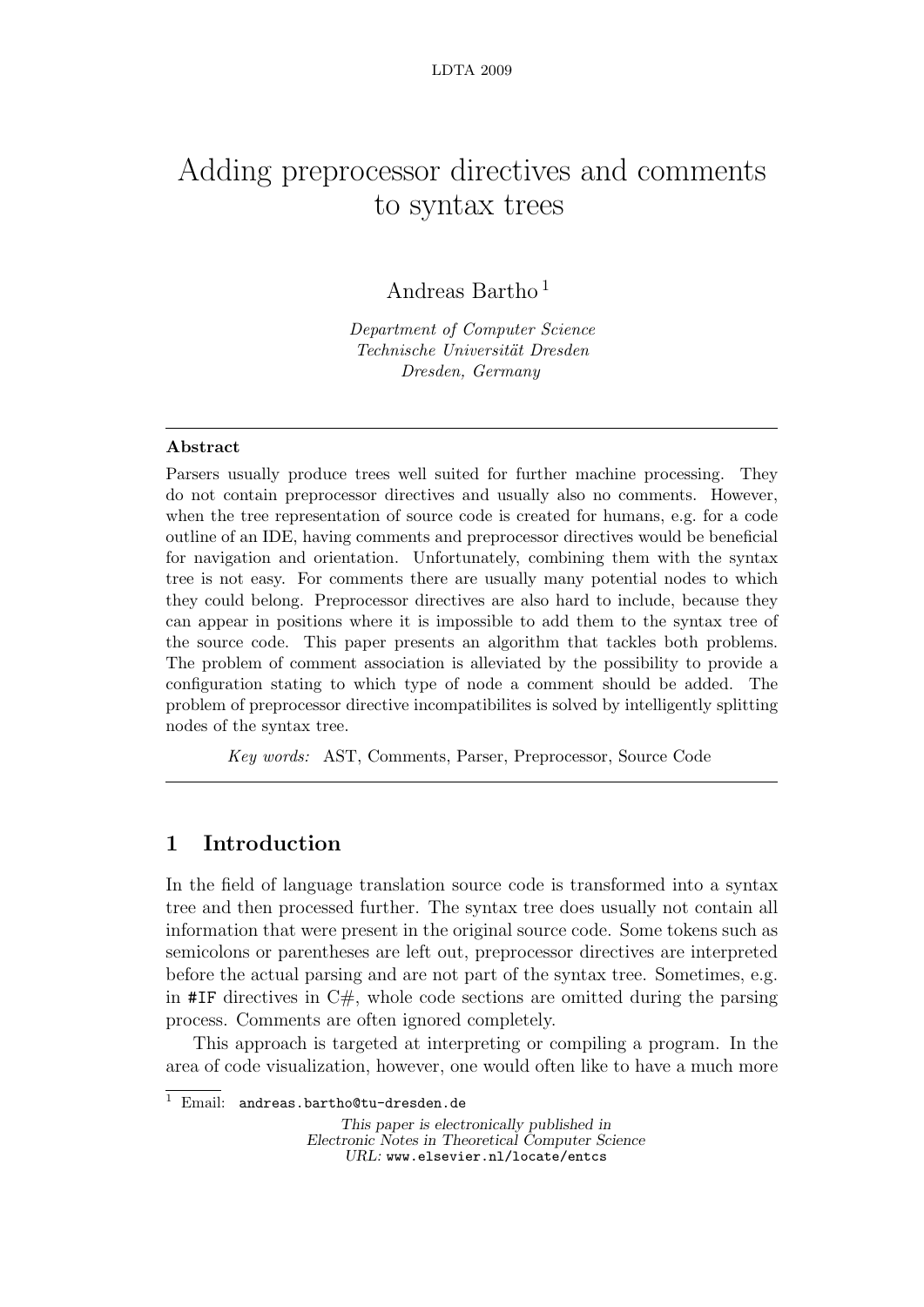# Adding preprocessor directives and comments to syntax trees

Andreas Bartho [1]

*Department of Computer Science*
*Technische Universität Dresden*
*Dresden, Germany*

---

**Abstract**

Parsers usually produce trees well suited for further machine processing. They do not contain preprocessor directives and usually also no comments. However, when the tree representation of source code is created for humans, e.g. for a code outline of an IDE, having comments and preprocessor directives would be beneficial for navigation and orientation. Unfortunately, combining them with the syntax tree is not easy. For comments there are usually many potential nodes to which they could belong. Preprocessor directives are also hard to include, because they can appear in positions where it is impossible to add them to the syntax tree of the source code. This paper presents an algorithm that tackles both problems. The problem of comment association is alleviated by the possibility to provide a configuration stating to which type of node a comment should be added. The problem of preprocessor directive incompatibilites is solved by intelligently splitting nodes of the syntax tree.

*Key words:* AST, Comments, Parser, Preprocessor, Source Code

---

## 1 Introduction

In the field of language translation source code is transformed into a syntax tree and then processed further. The syntax tree does usually not contain all information that were present in the original source code. Some tokens such as semicolons or parentheses are left out, preprocessor directives are interpreted before the actual parsing and are not part of the syntax tree. Sometimes, e.g. in `#IF` directives in C#, whole code sections are omitted during the parsing process. Comments are often ignored completely.

This approach is targeted at interpreting or compiling a program. In the area of code visualization, however, one would often like to have a much more

---

[1] Email: `andreas.bartho@tu-dresden.de`

*This paper is electronically published in*
*Electronic Notes in Theoretical Computer Science*
*URL:* `www.elsevier.nl/locate/entcs`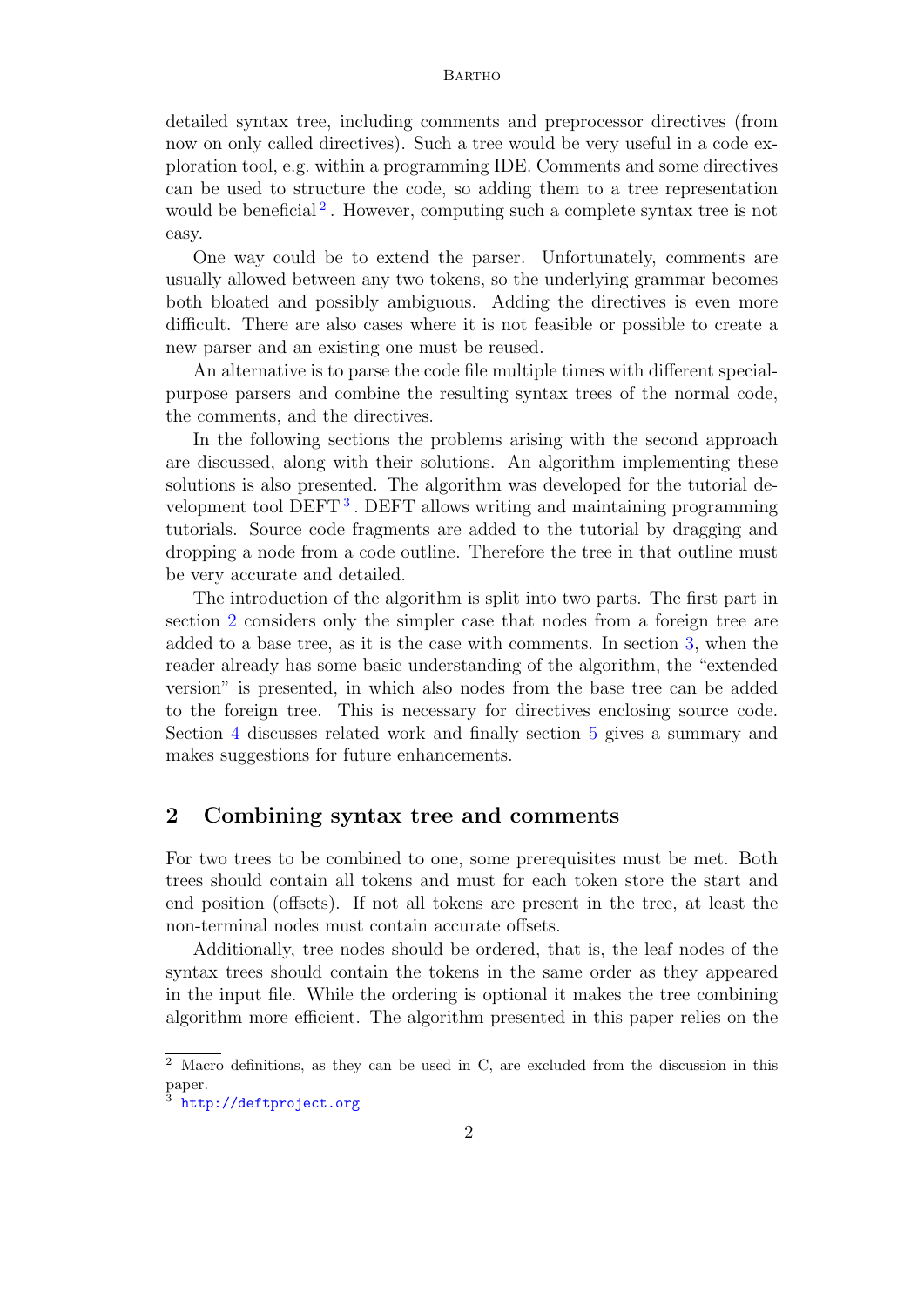detailed syntax tree, including comments and preprocessor directives (from now on only called directives). Such a tree would be very useful in a code exploration tool, e.g. within a programming IDE. Comments and some directives can be used to structure the code, so adding them to a tree representation would be beneficial [2]. However, computing such a complete syntax tree is not easy.

One way could be to extend the parser. Unfortunately, comments are usually allowed between any two tokens, so the underlying grammar becomes both bloated and possibly ambiguous. Adding the directives is even more difficult. There are also cases where it is not feasible or possible to create a new parser and an existing one must be reused.

An alternative is to parse the code file multiple times with different special-purpose parsers and combine the resulting syntax trees of the normal code, the comments, and the directives.

In the following sections the problems arising with the second approach are discussed, along with their solutions. An algorithm implementing these solutions is also presented. The algorithm was developed for the tutorial development tool DEFT [3]. DEFT allows writing and maintaining programming tutorials. Source code fragments are added to the tutorial by dragging and dropping a node from a code outline. Therefore the tree in that outline must be very accurate and detailed.

The introduction of the algorithm is split into two parts. The first part in section 2 considers only the simpler case that nodes from a foreign tree are added to a base tree, as it is the case with comments. In section 3, when the reader already has some basic understanding of the algorithm, the "extended version" is presented, in which also nodes from the base tree can be added to the foreign tree. This is necessary for directives enclosing source code. Section 4 discusses related work and finally section 5 gives a summary and makes suggestions for future enhancements.

## 2 Combining syntax tree and comments

For two trees to be combined to one, some prerequisites must be met. Both trees should contain all tokens and must for each token store the start and end position (offsets). If not all tokens are present in the tree, at least the non-terminal nodes must contain accurate offsets.

Additionally, tree nodes should be ordered, that is, the leaf nodes of the syntax trees should contain the tokens in the same order as they appeared in the input file. While the ordering is optional it makes the tree combining algorithm more efficient. The algorithm presented in this paper relies on the

[2] Macro definitions, as they can be used in C, are excluded from the discussion in this paper.

[3] http://deftproject.org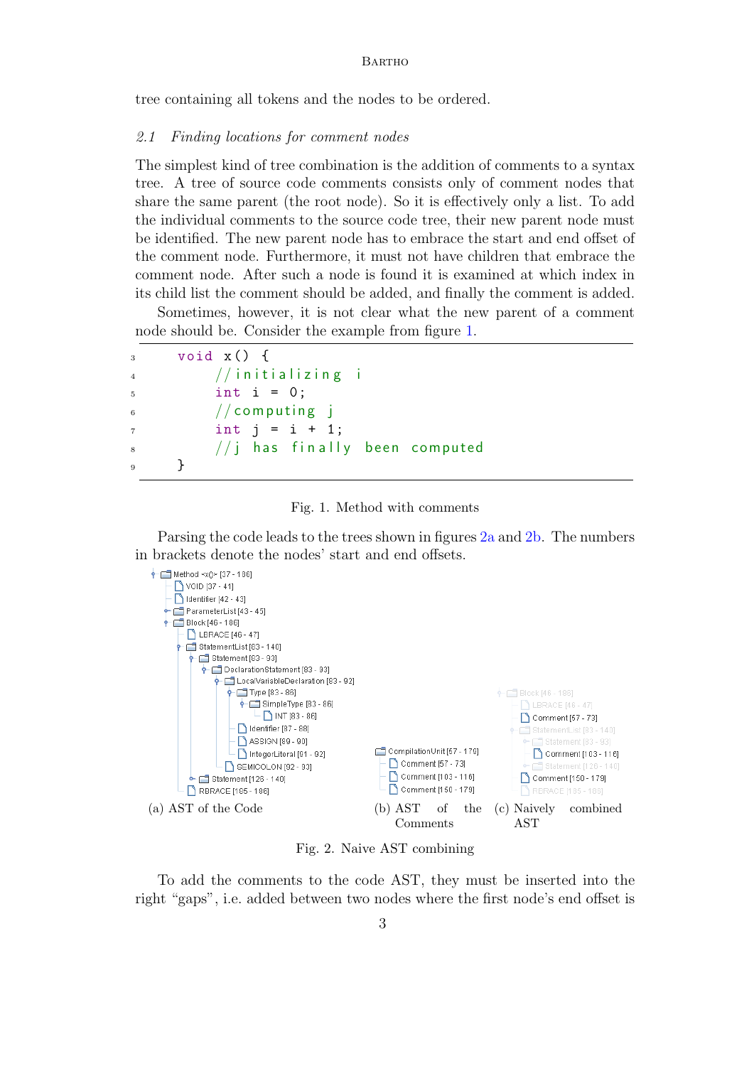tree containing all tokens and the nodes to be ordered.

### *2.1 Finding locations for comment nodes*

The simplest kind of tree combination is the addition of comments to a syntax tree. A tree of source code comments consists only of comment nodes that share the same parent (the root node). So it is effectively only a list. To add the individual comments to the source code tree, their new parent node must be identified. The new parent node has to embrace the start and end offset of the comment node. Furthermore, it must not have children that embrace the comment node. After such a node is found it is examined at which index in its child list the comment should be added, and finally the comment is added.

Sometimes, however, it is not clear what the new parent of a comment node should be. Consider the example from figure 1.

```
3    void x() {
4        //initializing i
5        int i = 0;
6        //computing j
7        int j = i + 1;
8        //j has finally been computed
9    }
```

Fig. 1. Method with comments

Parsing the code leads to the trees shown in figures 2a and 2b. The numbers in brackets denote the nodes' start and end offsets.

```
Method <x()> [37 - 186]
  VOID [37 - 41]
  Identifier [42 - 43]
  ParameterList [43 - 45]
  Block [46 - 186]
    LBRACE [46 - 47]
    StatementList [83 - 140]
      Statement [83 - 93]
        DeclarationStatement [83 - 93]
          LocalVariableDeclaration [83 - 92]
            Type [83 - 86]
              SimpleType [83 - 86]
                INT [83 - 86]
            Identifier [87 - 88]
            ASSIGN [89 - 90]
            IntegerLiteral [91 - 92]
          SEMICOLON [92 - 93]
      Statement [126 - 140]
    RBRACE [185 - 186]
```

(a) AST of the Code

```
CompilationUnit [57 - 179]
  Comment [57 - 73]
  Comment [103 - 116]
  Comment [150 - 179]
```

(b) AST of the Comments

```
Block [46 - 186]
  LBRACE [46 - 47]
  Comment [57 - 73]
  StatementList [83 - 140]
    Statement [83 - 93]
    Comment [103 - 116]
    Statement [126 - 140]
  Comment [150 - 179]
  RBRACE [185 - 186]
```

(c) Naively combined AST

Fig. 2. Naive AST combining

To add the comments to the code AST, they must be inserted into the right "gaps", i.e. added between two nodes where the first node's end offset is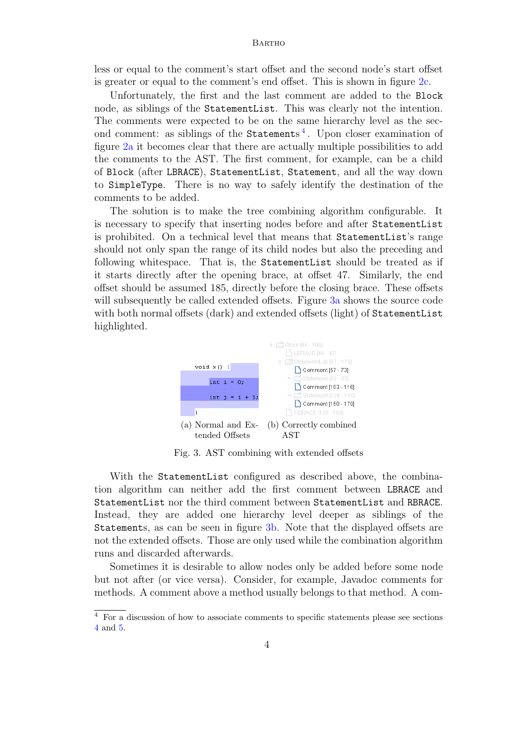less or equal to the comment's start offset and the second node's start offset is greater or equal to the comment's end offset. This is shown in figure 2c.

Unfortunately, the first and the last comment are added to the `Block` node, as siblings of the `StatementList`. This was clearly not the intention. The comments were expected to be on the same hierarchy level as the second comment: as siblings of the `Statements`[4]. Upon closer examination of figure 2a it becomes clear that there are actually multiple possibilities to add the comments to the AST. The first comment, for example, can be a child of `Block` (after `LBRACE`), `StatementList`, `Statement`, and all the way down to `SimpleType`. There is no way to safely identify the destination of the comments to be added.

The solution is to make the tree combining algorithm configurable. It is necessary to specify that inserting nodes before and after `StatementList` is prohibited. On a technical level that means that `StatementList`'s range should not only span the range of its child nodes but also the preceding and following whitespace. That is, the `StatementList` should be treated as if it starts directly after the opening brace, at offset 47. Similarly, the end offset should be assumed 185, directly before the closing brace. These offsets will subsequently be called extended offsets. Figure 3a shows the source code with both normal offsets (dark) and extended offsets (light) of `StatementList` highlighted.

```
void x() {

    int i = 0;

    int j = i + 1;

}
```

(a) Normal and Extended Offsets

```
Block [46 - 186]
  LBRACE [46 - 47]
  StatementList [57 - 179]
    Comment [57 - 73]
    Statement [83 - 93]
    Comment [103 - 116]
    Statement [126 - 140]
    Comment [150 - 179]
  RBRACE [185 - 186]
```

(b) Correctly combined AST

Fig. 3. AST combining with extended offsets

With the `StatementList` configured as described above, the combination algorithm can neither add the first comment between `LBRACE` and `StatementList` nor the third comment between `StatementList` and `RBRACE`. Instead, they are added one hierarchy level deeper as siblings of the `Statements`, as can be seen in figure 3b. Note that the displayed offsets are not the extended offsets. Those are only used while the combination algorithm runs and discarded afterwards.

Sometimes it is desirable to allow nodes only be added before some node but not after (or vice versa). Consider, for example, Javadoc comments for methods. A comment above a method usually belongs to that method. A com-

[4] For a discussion of how to associate comments to specific statements please see sections 4 and 5.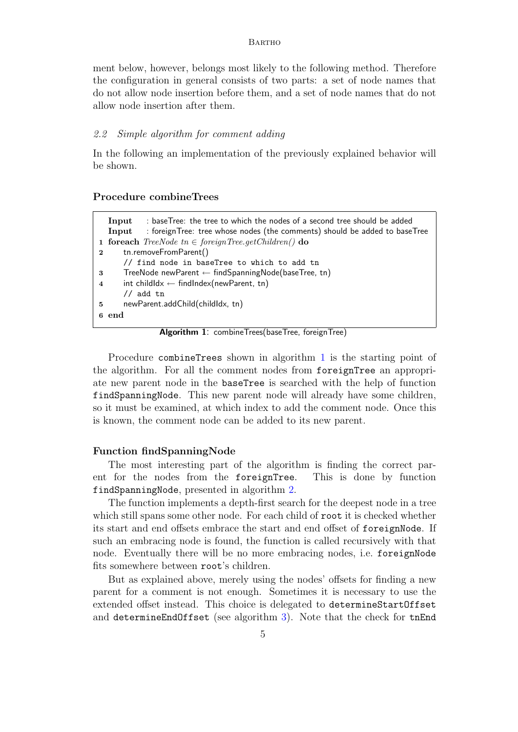ment below, however, belongs most likely to the following method. Therefore the configuration in general consists of two parts: a set of node names that do not allow node insertion before them, and a set of node names that do not allow node insertion after them.

### *2.2 Simple algorithm for comment adding*

In the following an implementation of the previously explained behavior will be shown.

#### Procedure combineTrees

```
  Input   : baseTree: the tree to which the nodes of a second tree should be added
  Input   : foreignTree: tree whose nodes (the comments) should be added to baseTree
1 foreach TreeNode tn ∈ foreignTree.getChildren() do
2     tn.removeFromParent()
      // find node in baseTree to which to add tn
3     TreeNode newParent ← findSpanningNode(baseTree, tn)
4     int childIdx ← findIndex(newParent, tn)
      // add tn
5     newParent.addChild(childIdx, tn)
6 end
```

**Algorithm 1**: combineTrees(baseTree, foreignTree)

Procedure `combineTrees` shown in algorithm 1 is the starting point of the algorithm. For all the comment nodes from `foreignTree` an appropriate new parent node in the `baseTree` is searched with the help of function `findSpanningNode`. This new parent node will already have some children, so it must be examined, at which index to add the comment node. Once this is known, the comment node can be added to its new parent.

#### Function findSpanningNode

The most interesting part of the algorithm is finding the correct parent for the nodes from the `foreignTree`. This is done by function `findSpanningNode`, presented in algorithm 2.

The function implements a depth-first search for the deepest node in a tree which still spans some other node. For each child of `root` it is checked whether its start and end offsets embrace the start and end offset of `foreignNode`. If such an embracing node is found, the function is called recursively with that node. Eventually there will be no more embracing nodes, i.e. `foreignNode` fits somewhere between `root`'s children.

But as explained above, merely using the nodes' offsets for finding a new parent for a comment is not enough. Sometimes it is necessary to use the extended offset instead. This choice is delegated to `determineStartOffset` and `determineEndOffset` (see algorithm 3). Note that the check for `tnEnd`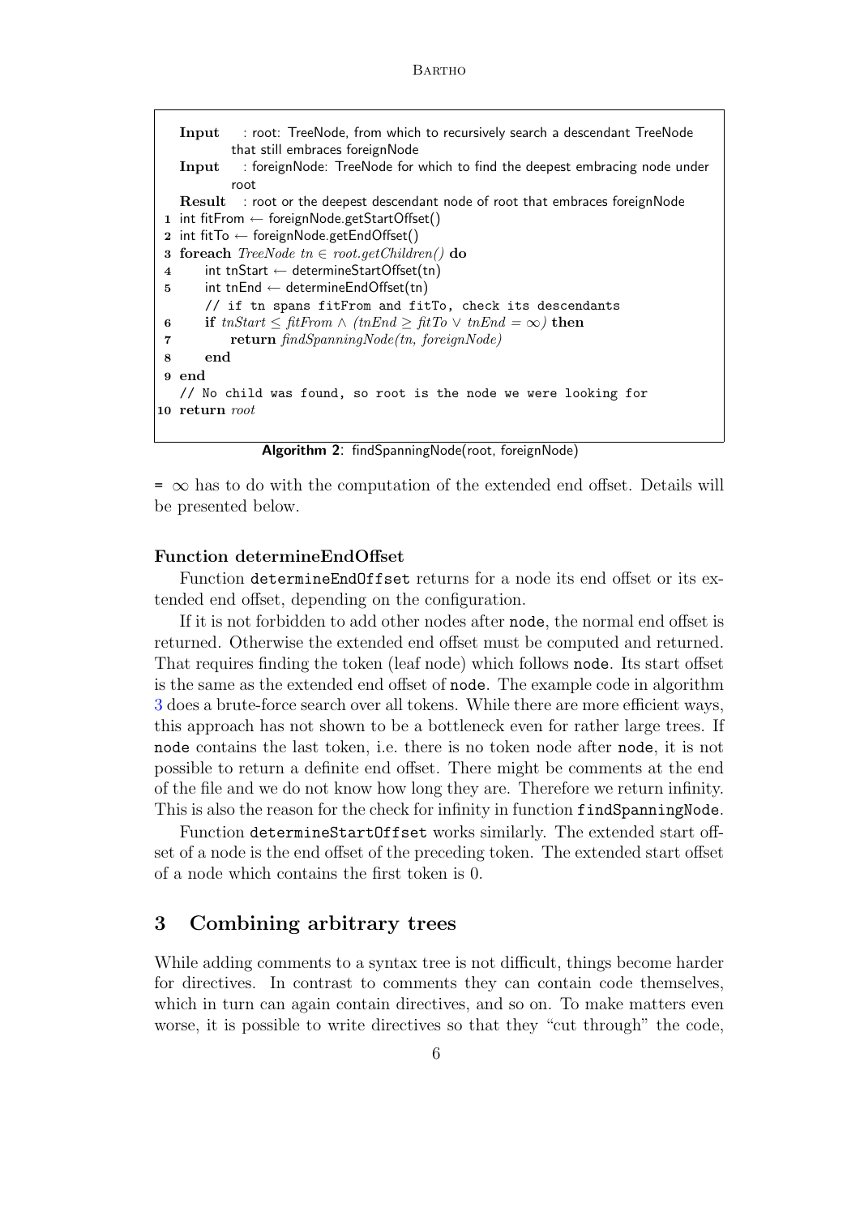```
Input   : root: TreeNode, from which to recursively search a descendant TreeNode
          that still embraces foreignNode
Input   : foreignNode: TreeNode for which to find the deepest embracing node under
          root
Result  : root or the deepest descendant node of root that embraces foreignNode
1  int fitFrom ← foreignNode.getStartOffset()
2  int fitTo ← foreignNode.getEndOffset()
3  foreach TreeNode tn ∈ root.getChildren() do
4      int tnStart ← determineStartOffset(tn)
5      int tnEnd ← determineEndOffset(tn)
       // if tn spans fitFrom and fitTo, check its descendants
6      if tnStart ≤ fitFrom ∧ (tnEnd ≥ fitTo ∨ tnEnd = ∞) then
7          return findSpanningNode(tn, foreignNode)
8      end
9  end
   // No child was found, so root is the node we were looking for
10 return root
```

**Algorithm 2**: findSpanningNode(root, foreignNode)

= $\infty$ has to do with the computation of the extended end offset. Details will be presented below.

#### Function determineEndOffset

Function `determineEndOffset` returns for a node its end offset or its extended end offset, depending on the configuration.

If it is not forbidden to add other nodes after `node`, the normal end offset is returned. Otherwise the extended end offset must be computed and returned. That requires finding the token (leaf node) which follows `node`. Its start offset is the same as the extended end offset of `node`. The example code in algorithm 3 does a brute-force search over all tokens. While there are more efficient ways, this approach has not shown to be a bottleneck even for rather large trees. If `node` contains the last token, i.e. there is no token node after `node`, it is not possible to return a definite end offset. There might be comments at the end of the file and we do not know how long they are. Therefore we return infinity. This is also the reason for the check for infinity in function `findSpanningNode`.

Function `determineStartOffset` works similarly. The extended start offset of a node is the end offset of the preceding token. The extended start offset of a node which contains the first token is 0.

## 3 Combining arbitrary trees

While adding comments to a syntax tree is not difficult, things become harder for directives. In contrast to comments they can contain code themselves, which in turn can again contain directives, and so on. To make matters even worse, it is possible to write directives so that they "cut through" the code,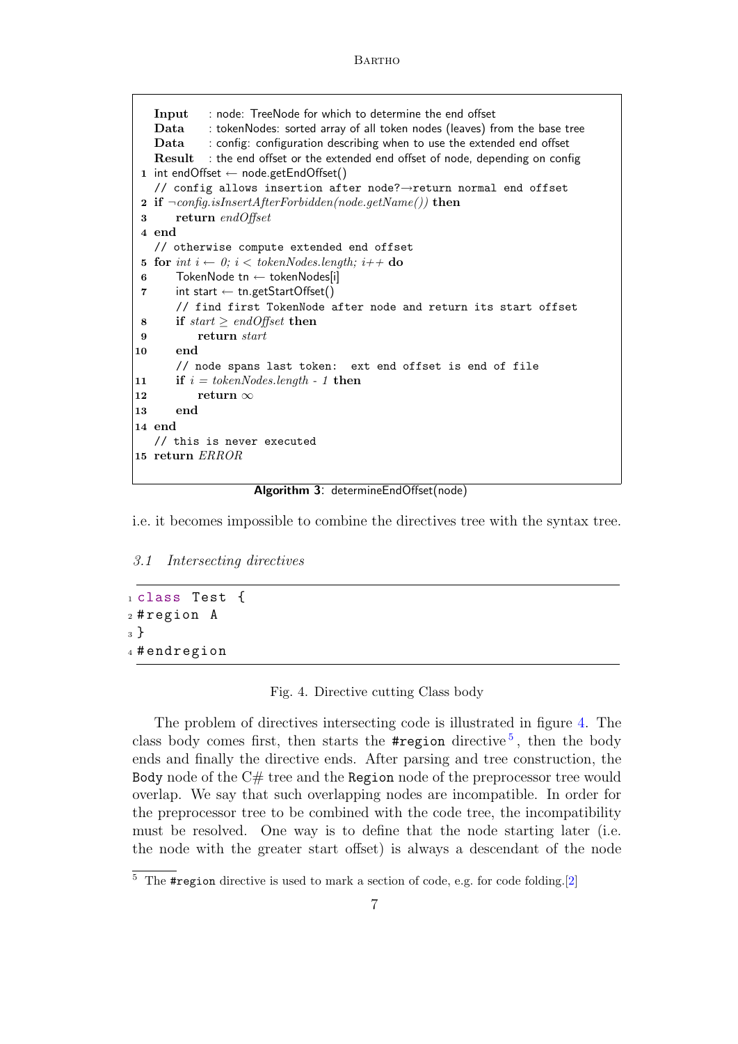```
Input   : node: TreeNode for which to determine the end offset
Data    : tokenNodes: sorted array of all token nodes (leaves) from the base tree
Data    : config: configuration describing when to use the extended end offset
Result  : the end offset or the extended end offset of node, depending on config
1  int endOffset ← node.getEndOffset()
   // config allows insertion after node?→return normal end offset
2  if ¬config.isInsertAfterForbidden(node.getName()) then
3      return endOffset
4  end
   // otherwise compute extended end offset
5  for int i ← 0; i < tokenNodes.length; i++ do
6      TokenNode tn ← tokenNodes[i]
7      int start ← tn.getStartOffset()
       // find first TokenNode after node and return its start offset
8      if start ≥ endOffset then
9          return start
10     end
       // node spans last token:  ext end offset is end of file
11     if i = tokenNodes.length - 1 then
12         return ∞
13     end
14 end
   // this is never executed
15 return ERROR
```

**Algorithm 3**: determineEndOffset(node)

i.e. it becomes impossible to combine the directives tree with the syntax tree.

### 3.1 Intersecting directives

```
1 class Test {
2 #region A
3 }
4 #endregion
```

Fig. 4. Directive cutting Class body

The problem of directives intersecting code is illustrated in figure 4. The class body comes first, then starts the `#region` directive[5], then the body ends and finally the directive ends. After parsing and tree construction, the `Body` node of the C# tree and the `Region` node of the preprocessor tree would overlap. We say that such overlapping nodes are incompatible. In order for the preprocessor tree to be combined with the code tree, the incompatibility must be resolved. One way is to define that the node starting later (i.e. the node with the greater start offset) is always a descendant of the node

[5] The `#region` directive is used to mark a section of code, e.g. for code folding.[2]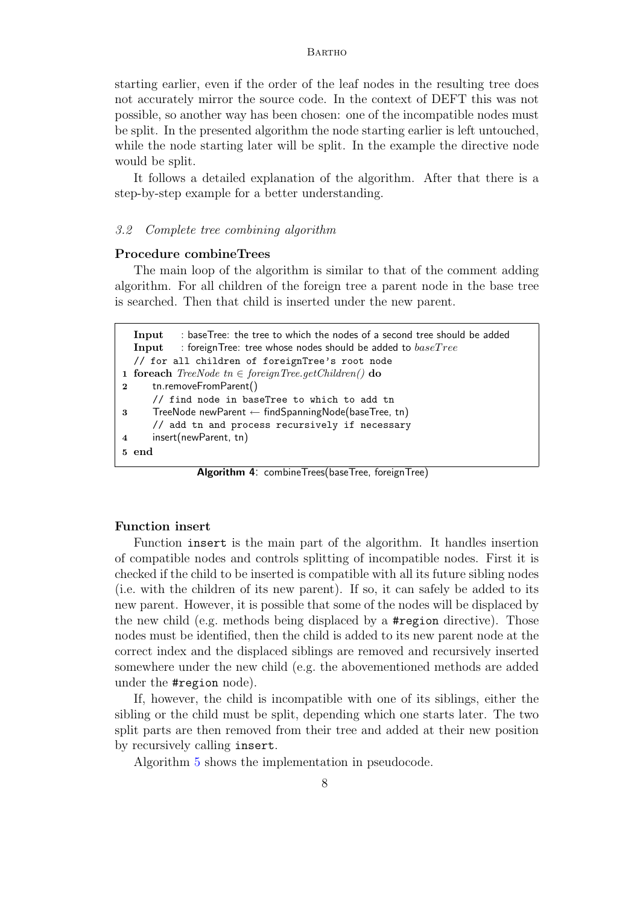starting earlier, even if the order of the leaf nodes in the resulting tree does not accurately mirror the source code. In the context of DEFT this was not possible, so another way has been chosen: one of the incompatible nodes must be split. In the presented algorithm the node starting earlier is left untouched, while the node starting later will be split. In the example the directive node would be split.

It follows a detailed explanation of the algorithm. After that there is a step-by-step example for a better understanding.

### *3.2 Complete tree combining algorithm*

**Procedure combineTrees**

The main loop of the algorithm is similar to that of the comment adding algorithm. For all children of the foreign tree a parent node in the base tree is searched. Then that child is inserted under the new parent.

```
  Input    : baseTree: the tree to which the nodes of a second tree should be added
  Input    : foreignTree: tree whose nodes should be added to baseTree
  // for all children of foreignTree's root node
1 foreach TreeNode tn ∈ foreignTree.getChildren() do
2     tn.removeFromParent()
      // find node in baseTree to which to add tn
3     TreeNode newParent ← findSpanningNode(baseTree, tn)
      // add tn and process recursively if necessary
4     insert(newParent, tn)
5 end
```

**Algorithm 4**: combineTrees(baseTree, foreignTree)

**Function insert**

Function `insert` is the main part of the algorithm. It handles insertion of compatible nodes and controls splitting of incompatible nodes. First it is checked if the child to be inserted is compatible with all its future sibling nodes (i.e. with the children of its new parent). If so, it can safely be added to its new parent. However, it is possible that some of the nodes will be displaced by the new child (e.g. methods being displaced by a `#region` directive). Those nodes must be identified, then the child is added to its new parent node at the correct index and the displaced siblings are removed and recursively inserted somewhere under the new child (e.g. the abovementioned methods are added under the `#region` node).

If, however, the child is incompatible with one of its siblings, either the sibling or the child must be split, depending which one starts later. The two split parts are then removed from their tree and added at their new position by recursively calling `insert`.

Algorithm 5 shows the implementation in pseudocode.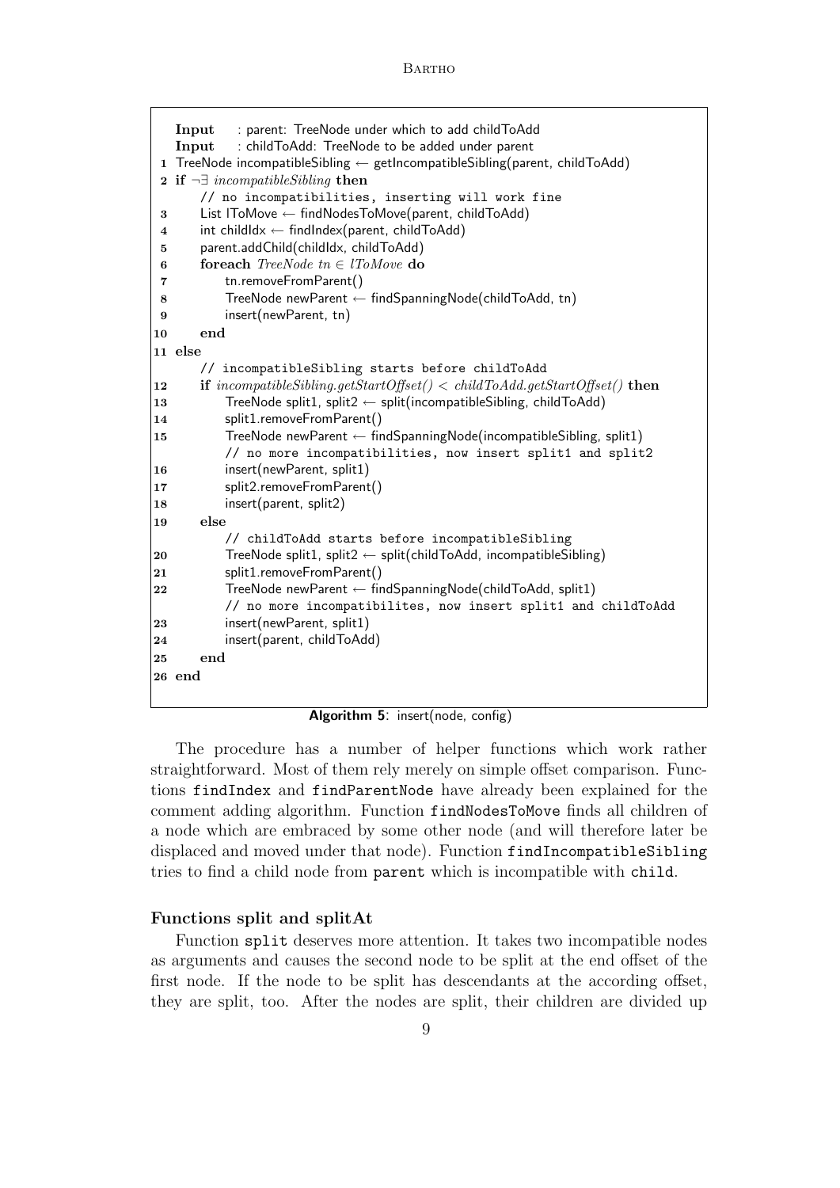```
   Input     : parent: TreeNode under which to add childToAdd
   Input     : childToAdd: TreeNode to be added under parent
 1 TreeNode incompatibleSibling ← getIncompatibleSibling(parent, childToAdd)
 2 if ¬∃ incompatibleSibling then
       // no incompatibilities, inserting will work fine
 3     List lToMove ← findNodesToMove(parent, childToAdd)
 4     int childIdx ← findIndex(parent, childToAdd)
 5     parent.addChild(childIdx, childToAdd)
 6     foreach TreeNode tn ∈ lToMove do
 7         tn.removeFromParent()
 8         TreeNode newParent ← findSpanningNode(childToAdd, tn)
 9         insert(newParent, tn)
10     end
11 else
       // incompatibleSibling starts before childToAdd
12     if incompatibleSibling.getStartOffset() < childToAdd.getStartOffset() then
13         TreeNode split1, split2 ← split(incompatibleSibling, childToAdd)
14         split1.removeFromParent()
15         TreeNode newParent ← findSpanningNode(incompatibleSibling, split1)
           // no more incompatibilities, now insert split1 and split2
16         insert(newParent, split1)
17         split2.removeFromParent()
18         insert(parent, split2)
19     else
           // childToAdd starts before incompatibleSibling
20         TreeNode split1, split2 ← split(childToAdd, incompatibleSibling)
21         split1.removeFromParent()
22         TreeNode newParent ← findSpanningNode(childToAdd, split1)
           // no more incompatibilites, now insert split1 and childToAdd
23         insert(newParent, split1)
24         insert(parent, childToAdd)
25     end
26 end
```

**Algorithm 5**: insert(node, config)

The procedure has a number of helper functions which work rather straightforward. Most of them rely merely on simple offset comparison. Functions `findIndex` and `findParentNode` have already been explained for the comment adding algorithm. Function `findNodesToMove` finds all children of a node which are embraced by some other node (and will therefore later be displaced and moved under that node). Function `findIncompatibleSibling` tries to find a child node from `parent` which is incompatible with `child`.

### Functions split and splitAt

Function `split` deserves more attention. It takes two incompatible nodes as arguments and causes the second node to be split at the end offset of the first node. If the node to be split has descendants at the according offset, they are split, too. After the nodes are split, their children are divided up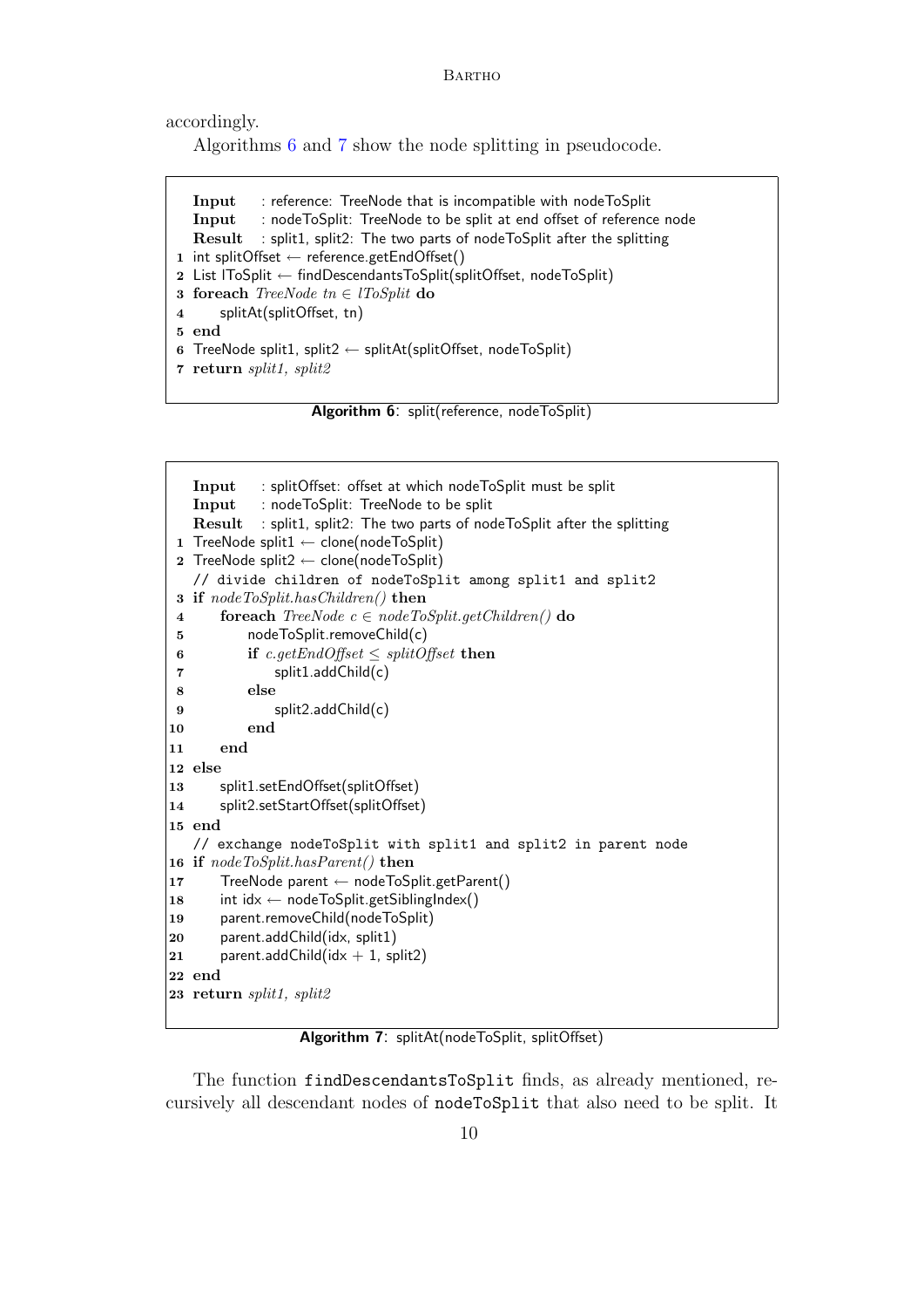accordingly.

Algorithms 6 and 7 show the node splitting in pseudocode.

```
   Input    : reference: TreeNode that is incompatible with nodeToSplit
   Input    : nodeToSplit: TreeNode to be split at end offset of reference node
   Result   : split1, split2: The two parts of nodeToSplit after the splitting
 1 int splitOffset ← reference.getEndOffset()
 2 List lToSplit ← findDescendantsToSplit(splitOffset, nodeToSplit)
 3 foreach TreeNode tn ∈ lToSplit do
 4     splitAt(splitOffset, tn)
 5 end
 6 TreeNode split1, split2 ← splitAt(splitOffset, nodeToSplit)
 7 return split1, split2
```

**Algorithm 6**: split(reference, nodeToSplit)

```
   Input    : splitOffset: offset at which nodeToSplit must be split
   Input    : nodeToSplit: TreeNode to be split
   Result   : split1, split2: The two parts of nodeToSplit after the splitting
 1 TreeNode split1 ← clone(nodeToSplit)
 2 TreeNode split2 ← clone(nodeToSplit)
   // divide children of nodeToSplit among split1 and split2
 3 if nodeToSplit.hasChildren() then
 4     foreach TreeNode c ∈ nodeToSplit.getChildren() do
 5         nodeToSplit.removeChild(c)
 6         if c.getEndOffset ≤ splitOffset then
 7             split1.addChild(c)
 8         else
 9             split2.addChild(c)
10         end
11     end
12 else
13     split1.setEndOffset(splitOffset)
14     split2.setStartOffset(splitOffset)
15 end
   // exchange nodeToSplit with split1 and split2 in parent node
16 if nodeToSplit.hasParent() then
17     TreeNode parent ← nodeToSplit.getParent()
18     int idx ← nodeToSplit.getSiblingIndex()
19     parent.removeChild(nodeToSplit)
20     parent.addChild(idx, split1)
21     parent.addChild(idx + 1, split2)
22 end
23 return split1, split2
```

**Algorithm 7**: splitAt(nodeToSplit, splitOffset)

The function `findDescendantsToSplit` finds, as already mentioned, recursively all descendant nodes of `nodeToSplit` that also need to be split. It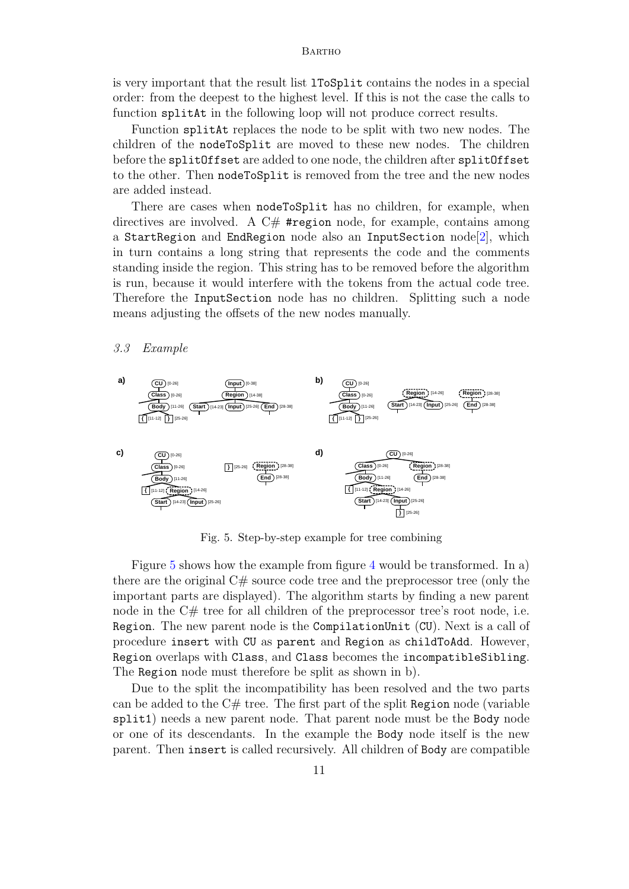is very important that the result list lToSplit contains the nodes in a special order: from the deepest to the highest level. If this is not the case the calls to function splitAt in the following loop will not produce correct results.

Function splitAt replaces the node to be split with two new nodes. The children of the nodeToSplit are moved to these new nodes. The children before the splitOffset are added to one node, the children after splitOffset to the other. Then nodeToSplit is removed from the tree and the new nodes are added instead.

There are cases when nodeToSplit has no children, for example, when directives are involved. A C# #region node, for example, contains among a StartRegion and EndRegion node also an InputSection node[2], which in turn contains a long string that represents the code and the comments standing inside the region. This string has to be removed before the algorithm is run, because it would interfere with the tokens from the actual code tree. Therefore the InputSection node has no children. Splitting such a node means adjusting the offsets of the new nodes manually.

### 3.3 Example

Fig. 5. Step-by-step example for tree combining

Figure 5 shows how the example from figure 4 would be transformed. In a) there are the original C# source code tree and the preprocessor tree (only the important parts are displayed). The algorithm starts by finding a new parent node in the C# tree for all children of the preprocessor tree's root node, i.e. Region. The new parent node is the CompilationUnit (CU). Next is a call of procedure insert with CU as parent and Region as childToAdd. However, Region overlaps with Class, and Class becomes the incompatibleSibling. The Region node must therefore be split as shown in b).

Due to the split the incompatibility has been resolved and the two parts can be added to the C# tree. The first part of the split Region node (variable split1) needs a new parent node. That parent node must be the Body node or one of its descendants. In the example the Body node itself is the new parent. Then insert is called recursively. All children of Body are compatible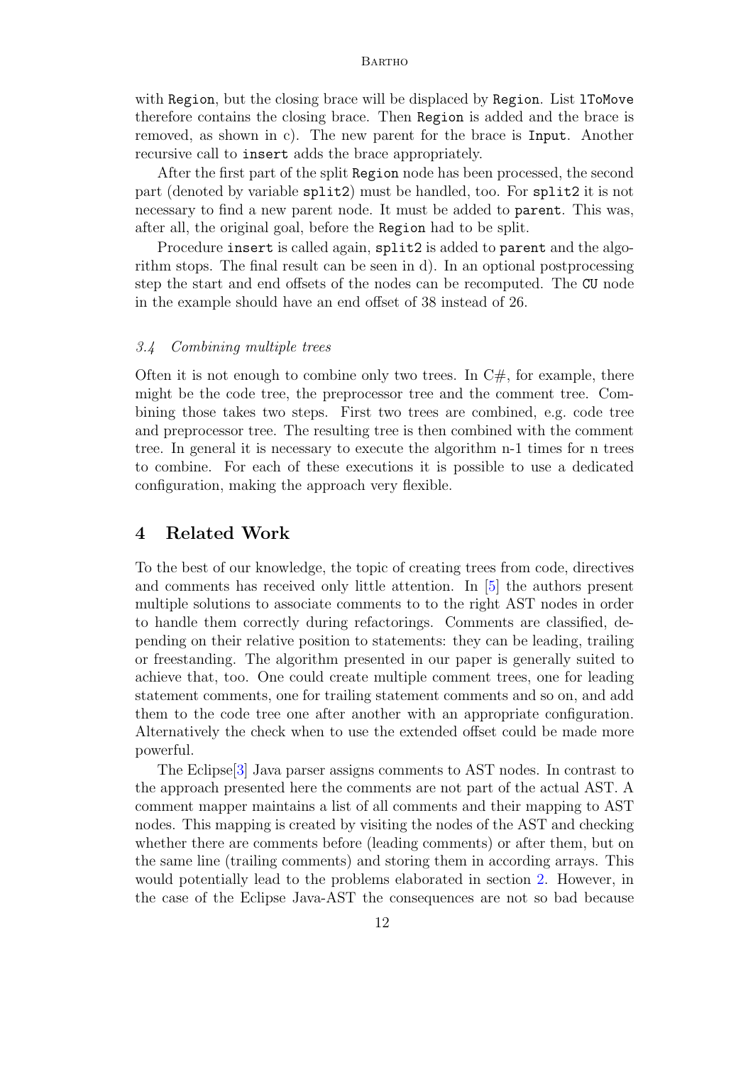with Region, but the closing brace will be displaced by Region. List lToMove therefore contains the closing brace. Then Region is added and the brace is removed, as shown in c). The new parent for the brace is Input. Another recursive call to insert adds the brace appropriately.

After the first part of the split Region node has been processed, the second part (denoted by variable split2) must be handled, too. For split2 it is not necessary to find a new parent node. It must be added to parent. This was, after all, the original goal, before the Region had to be split.

Procedure insert is called again, split2 is added to parent and the algorithm stops. The final result can be seen in d). In an optional postprocessing step the start and end offsets of the nodes can be recomputed. The CU node in the example should have an end offset of 38 instead of 26.

### *3.4 Combining multiple trees*

Often it is not enough to combine only two trees. In C#, for example, there might be the code tree, the preprocessor tree and the comment tree. Combining those takes two steps. First two trees are combined, e.g. code tree and preprocessor tree. The resulting tree is then combined with the comment tree. In general it is necessary to execute the algorithm n-1 times for n trees to combine. For each of these executions it is possible to use a dedicated configuration, making the approach very flexible.

## 4 Related Work

To the best of our knowledge, the topic of creating trees from code, directives and comments has received only little attention. In [5] the authors present multiple solutions to associate comments to to the right AST nodes in order to handle them correctly during refactorings. Comments are classified, depending on their relative position to statements: they can be leading, trailing or freestanding. The algorithm presented in our paper is generally suited to achieve that, too. One could create multiple comment trees, one for leading statement comments, one for trailing statement comments and so on, and add them to the code tree one after another with an appropriate configuration. Alternatively the check when to use the extended offset could be made more powerful.

The Eclipse[3] Java parser assigns comments to AST nodes. In contrast to the approach presented here the comments are not part of the actual AST. A comment mapper maintains a list of all comments and their mapping to AST nodes. This mapping is created by visiting the nodes of the AST and checking whether there are comments before (leading comments) or after them, but on the same line (trailing comments) and storing them in according arrays. This would potentially lead to the problems elaborated in section 2. However, in the case of the Eclipse Java-AST the consequences are not so bad because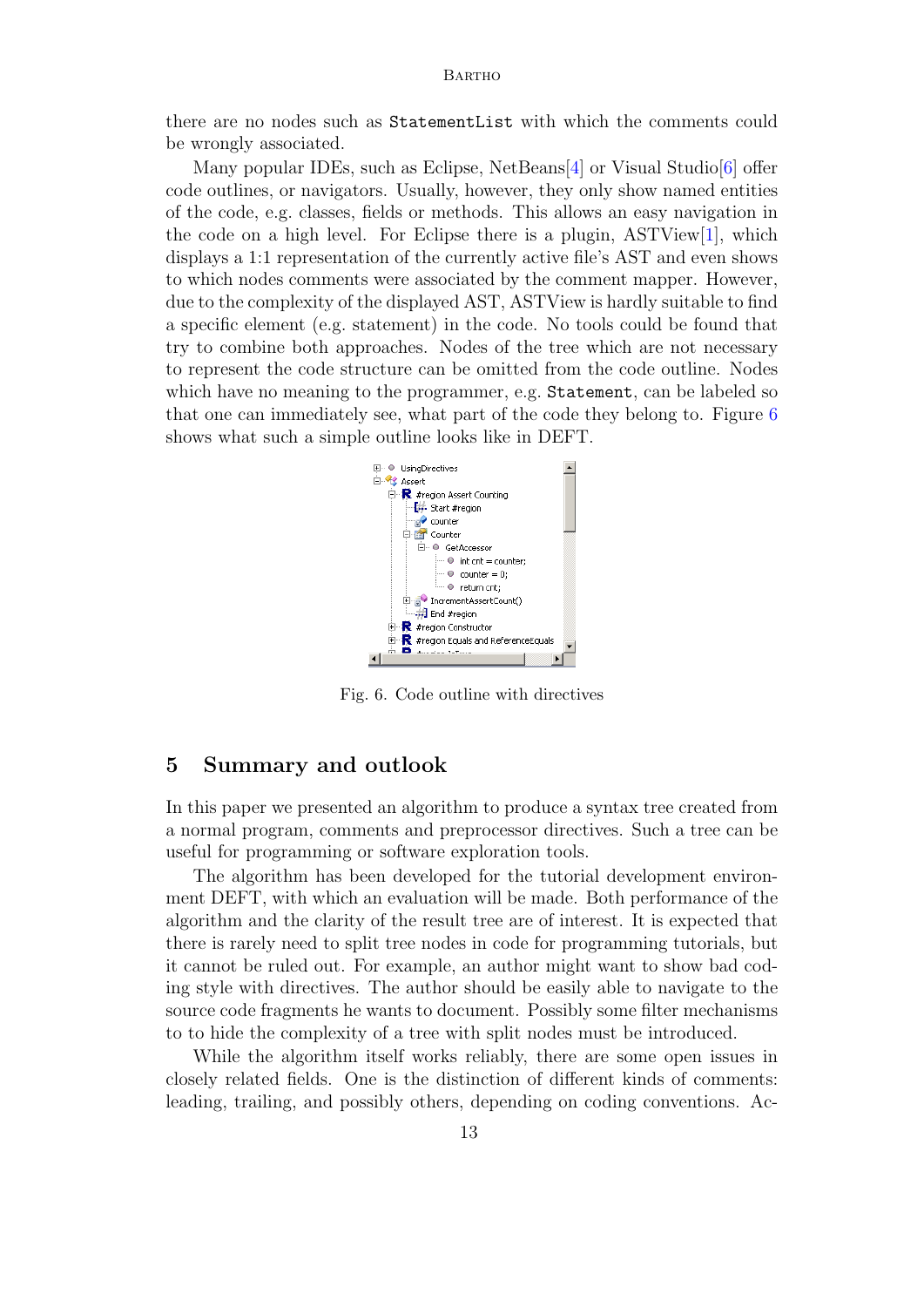there are no nodes such as `StatementList` with which the comments could be wrongly associated.

Many popular IDEs, such as Eclipse, NetBeans[4] or Visual Studio[6] offer code outlines, or navigators. Usually, however, they only show named entities of the code, e.g. classes, fields or methods. This allows an easy navigation in the code on a high level. For Eclipse there is a plugin, ASTView[1], which displays a 1:1 representation of the currently active file's AST and even shows to which nodes comments were associated by the comment mapper. However, due to the complexity of the displayed AST, ASTView is hardly suitable to find a specific element (e.g. statement) in the code. No tools could be found that try to combine both approaches. Nodes of the tree which are not necessary to represent the code structure can be omitted from the code outline. Nodes which have no meaning to the programmer, e.g. `Statement`, can be labeled so that one can immediately see, what part of the code they belong to. Figure 6 shows what such a simple outline looks like in DEFT.

Fig. 6. Code outline with directives

## 5 Summary and outlook

In this paper we presented an algorithm to produce a syntax tree created from a normal program, comments and preprocessor directives. Such a tree can be useful for programming or software exploration tools.

The algorithm has been developed for the tutorial development environment DEFT, with which an evaluation will be made. Both performance of the algorithm and the clarity of the result tree are of interest. It is expected that there is rarely need to split tree nodes in code for programming tutorials, but it cannot be ruled out. For example, an author might want to show bad coding style with directives. The author should be easily able to navigate to the source code fragments he wants to document. Possibly some filter mechanisms to to hide the complexity of a tree with split nodes must be introduced.

While the algorithm itself works reliably, there are some open issues in closely related fields. One is the distinction of different kinds of comments: leading, trailing, and possibly others, depending on coding conventions. Ac-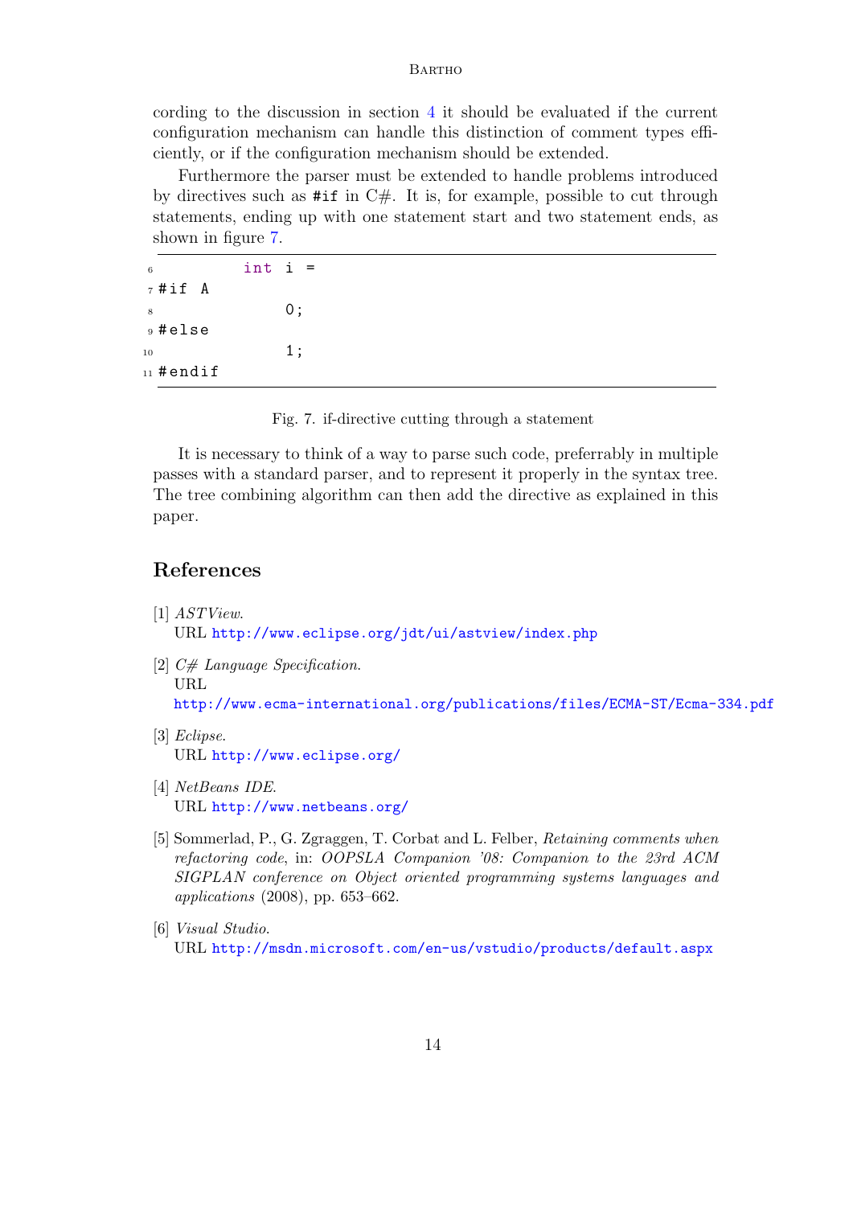cording to the discussion in section 4 it should be evaluated if the current configuration mechanism can handle this distinction of comment types efficiently, or if the configuration mechanism should be extended.

Furthermore the parser must be extended to handle problems introduced by directives such as `#if` in C#. It is, for example, possible to cut through statements, ending up with one statement start and two statement ends, as shown in figure 7.

```
6           int i =
7 #if A
8                 0;
9 #else
10                1;
11 #endif
```

Fig. 7. if-directive cutting through a statement

It is necessary to think of a way to parse such code, preferrably in multiple passes with a standard parser, and to represent it properly in the syntax tree. The tree combining algorithm can then add the directive as explained in this paper.

## References

[1] *ASTView*.
URL http://www.eclipse.org/jdt/ui/astview/index.php

[2] *C# Language Specification*.
URL
http://www.ecma-international.org/publications/files/ECMA-ST/Ecma-334.pdf

[3] *Eclipse*.
URL http://www.eclipse.org/

[4] *NetBeans IDE*.
URL http://www.netbeans.org/

[5] Sommerlad, P., G. Zgraggen, T. Corbat and L. Felber, *Retaining comments when refactoring code*, in: *OOPSLA Companion '08: Companion to the 23rd ACM SIGPLAN conference on Object oriented programming systems languages and applications* (2008), pp. 653–662.

[6] *Visual Studio*.
URL http://msdn.microsoft.com/en-us/vstudio/products/default.aspx